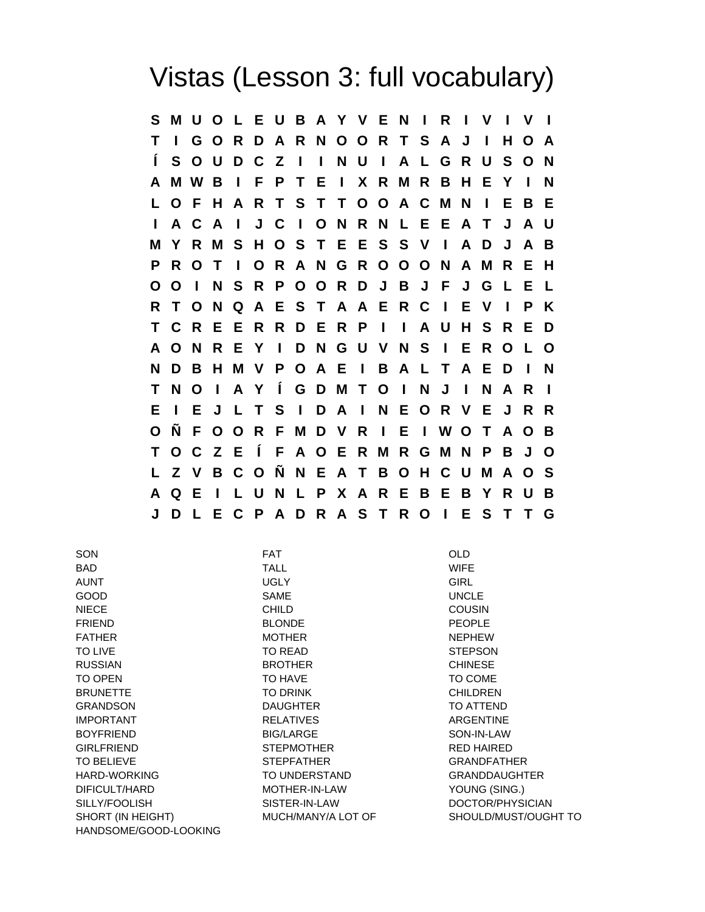# Vistas (Lesson 3: full vocabulary)

```
S M U O L E U B A Y V E N I R I V I V I
T I G O R D A R N O O R T S A J I H O A
Í S O U D C Z I I N U I A L G R U S O N
A M W B I F P T E I X R M R B H E Y I N
L O F H A R T S T T O O A C M N I E B E
I A C A I J C I O N R N L E E A T J A U
M Y R M S H O S T E E S S V I A D J A B
P R O T I O R A N G R O O O N A M R E H
O O I N S R P O O R D J B J F J G L E L
R T O N Q A E S T A A E R C I E V I P K
T C R E E R R D E R P I I A U H S R E D
A O N R E Y I D N G U V N S I E R O L O
N D B H M V P O A E I B A L T A E D I N
T N O I A Y Í G D M T O I N J I N A R I
E I E J L T S I D A I N E O R V E J R R
O Ñ F O O R F M D V R I E I W O T A O B
T O C Z E Í F A O E R M R G M N P B J O
L Z V B C O Ñ N E A T B O H C U M A O S
A Q E I L U N L P X A R E B E B Y R U B
J D L E C P A D R A S T R O I E S T T G
```

| | | |
|---|---|---|
| SON | FAT | OLD |
| BAD | TALL | WIFE |
| AUNT | UGLY | GIRL |
| GOOD | SAME | UNCLE |
| NIECE | CHILD | COUSIN |
| FRIEND | BLONDE | PEOPLE |
| FATHER | MOTHER | NEPHEW |
| TO LIVE | TO READ | STEPSON |
| RUSSIAN | BROTHER | CHINESE |
| TO OPEN | TO HAVE | TO COME |
| BRUNETTE | TO DRINK | CHILDREN |
| GRANDSON | DAUGHTER | TO ATTEND |
| IMPORTANT | RELATIVES | ARGENTINE |
| BOYFRIEND | BIG/LARGE | SON-IN-LAW |
| GIRLFRIEND | STEPMOTHER | RED HAIRED |
| TO BELIEVE | STEPFATHER | GRANDFATHER |
| HARD-WORKING | TO UNDERSTAND | GRANDDAUGHTER |
| DIFICULT/HARD | MOTHER-IN-LAW | YOUNG (SING.) |
| SILLY/FOOLISH | SISTER-IN-LAW | DOCTOR/PHYSICIAN |
| SHORT (IN HEIGHT) | MUCH/MANY/A LOT OF | SHOULD/MUST/OUGHT TO |
| HANDSOME/GOOD-LOOKING | | |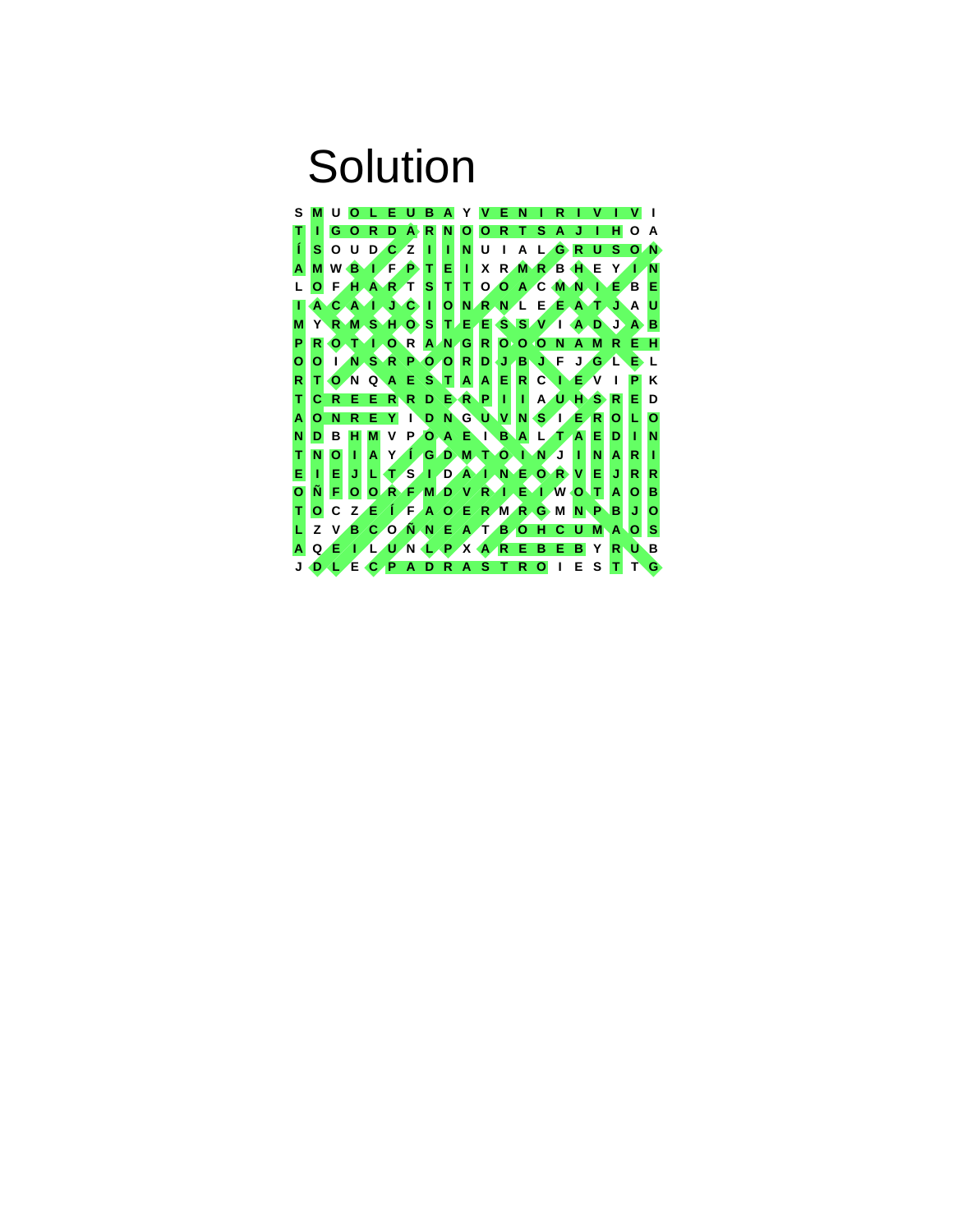# Solution

| | | | | | | | | | | | | | | | | | | | |
|---|---|---|---|---|---|---|---|---|---|---|---|---|---|---|---|---|---|---|---|
| S | M | U | O | L | E | U | B | A | Y | V | E | N | I | R | I | V | I | V | I |
| T | I | G | O | R | D | A | R | N | O | O | R | T | S | A | J | I | H | O | A |
| Í | S | O | U | D | C | Z | I | I | N | U | I | A | L | G | R | U | S | O | N |
| A | M | W | B | I | F | P | T | E | I | X | R | M | R | B | H | E | Y | I | N |
| L | O | F | H | A | R | T | S | T | T | O | O | A | C | M | N | I | E | B | E |
| I | A | C | A | I | J | C | I | O | N | R | N | L | E | E | A | T | J | A | U |
| M | Y | R | M | S | H | O | S | T | E | E | S | S | V | I | A | D | J | A | B |
| P | R | O | T | I | O | R | A | N | G | R | O | O | O | N | A | M | R | E | H |
| O | O | I | N | S | R | P | O | O | R | D | J | B | J | F | J | G | L | E | L |
| R | T | O | N | Q | A | E | S | T | A | A | E | R | C | I | E | V | I | P | K |
| T | C | R | E | E | R | R | D | E | R | P | I | I | A | U | H | S | R | E | D |
| A | O | N | R | E | Y | I | D | N | G | U | V | N | S | I | E | R | O | L | O |
| N | D | B | H | M | V | P | O | A | E | I | B | A | L | T | A | E | D | I | N |
| T | N | O | I | A | Y | Í | G | D | M | T | O | I | N | J | I | N | A | R | I |
| E | I | E | J | L | T | S | I | D | A | I | N | E | O | R | V | E | J | R | R |
| O | Ñ | F | O | O | R | F | M | D | V | R | I | E | I | W | O | T | A | O | B |
| T | O | C | Z | E | Í | F | A | O | E | R | M | R | G | M | N | P | B | J | O |
| L | Z | V | B | C | O | Ñ | N | E | A | T | B | O | H | C | U | M | A | O | S |
| A | Q | E | I | L | U | N | L | P | X | A | R | E | B | E | B | Y | R | U | B |
| J | D | L | E | C | P | A | D | R | A | S | T | R | O | I | E | S | T | T | G |